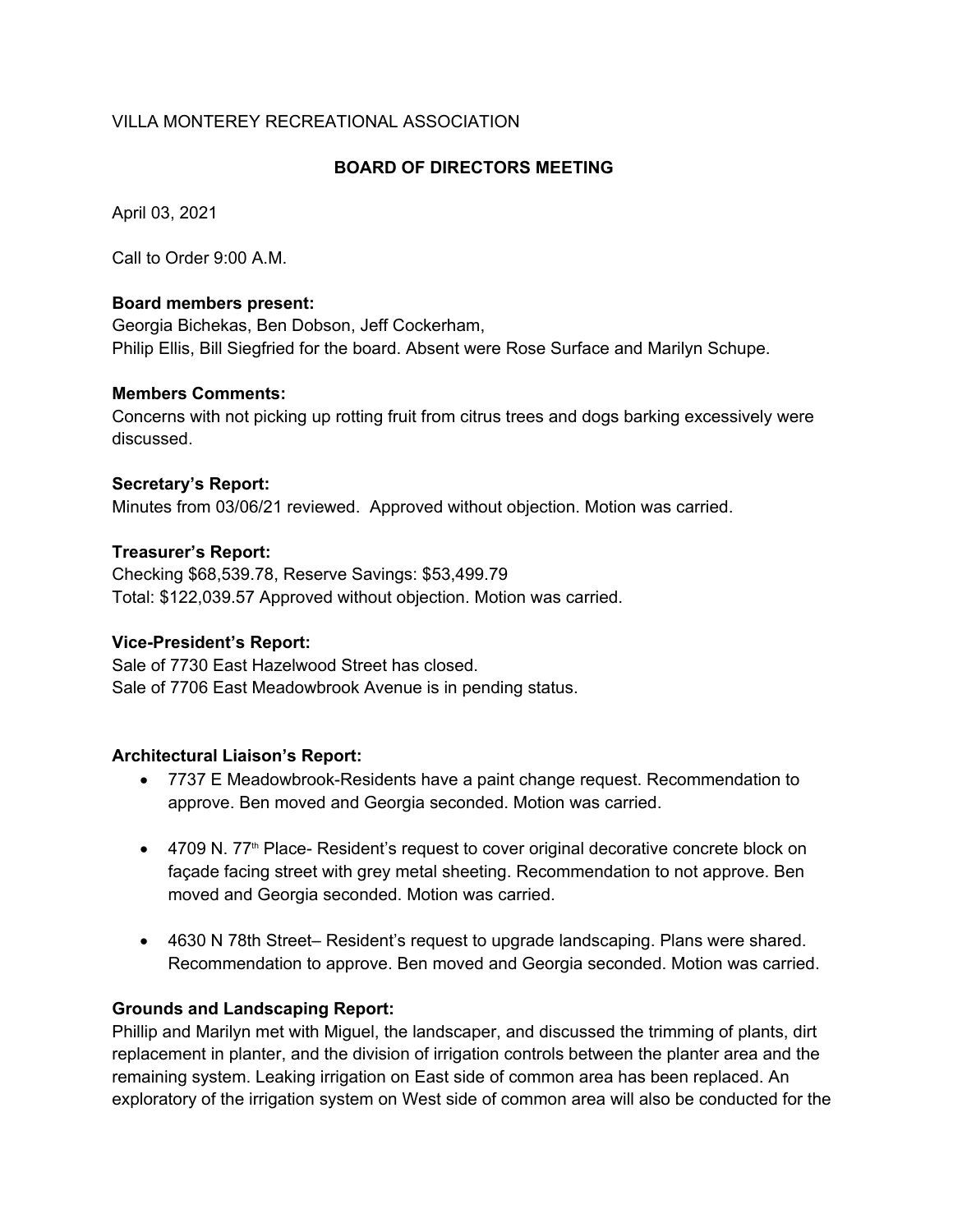VILLA MONTEREY RECREATIONAL ASSOCIATION

## BOARD OF DIRECTORS MEETING

April 03, 2021

Call to Order 9:00 A.M.

**Board members present:**
Georgia Bichekas, Ben Dobson, Jeff Cockerham,
Philip Ellis, Bill Siegfried for the board. Absent were Rose Surface and Marilyn Schupe.

**Members Comments:**
Concerns with not picking up rotting fruit from citrus trees and dogs barking excessively were discussed.

**Secretary's Report:**
Minutes from 03/06/21 reviewed. Approved without objection. Motion was carried.

**Treasurer's Report:**
Checking $68,539.78, Reserve Savings: $53,499.79
Total: $122,039.57 Approved without objection. Motion was carried.

**Vice-President's Report:**
Sale of 7730 East Hazelwood Street has closed.
Sale of 7706 East Meadowbrook Avenue is in pending status.

**Architectural Liaison's Report:**

- 7737 E Meadowbrook-Residents have a paint change request. Recommendation to approve. Ben moved and Georgia seconded. Motion was carried.
- 4709 N. 77th Place- Resident's request to cover original decorative concrete block on façade facing street with grey metal sheeting. Recommendation to not approve. Ben moved and Georgia seconded. Motion was carried.
- 4630 N 78th Street– Resident's request to upgrade landscaping. Plans were shared. Recommendation to approve. Ben moved and Georgia seconded. Motion was carried.

**Grounds and Landscaping Report:**
Phillip and Marilyn met with Miguel, the landscaper, and discussed the trimming of plants, dirt replacement in planter, and the division of irrigation controls between the planter area and the remaining system. Leaking irrigation on East side of common area has been replaced. An exploratory of the irrigation system on West side of common area will also be conducted for the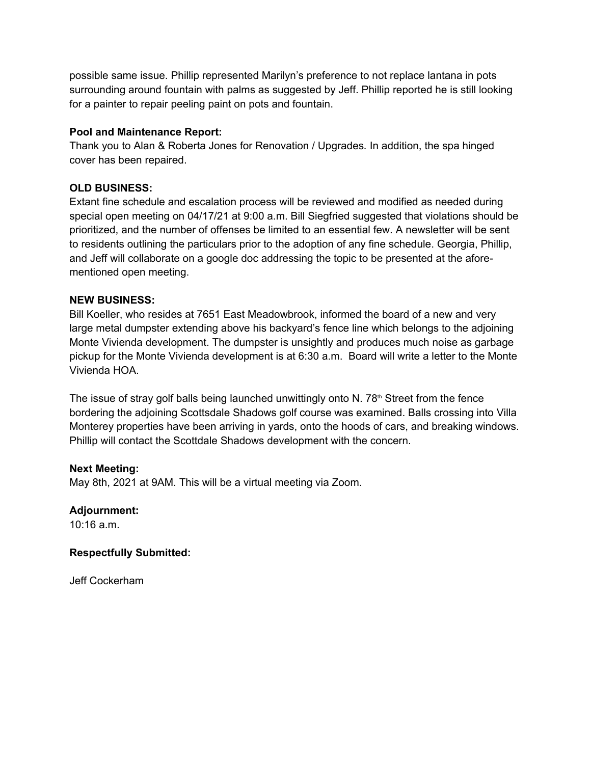possible same issue. Phillip represented Marilyn's preference to not replace lantana in pots surrounding around fountain with palms as suggested by Jeff. Phillip reported he is still looking for a painter to repair peeling paint on pots and fountain.

**Pool and Maintenance Report:**

Thank you to Alan & Roberta Jones for Renovation / Upgrades. In addition, the spa hinged cover has been repaired.

**OLD BUSINESS:**

Extant fine schedule and escalation process will be reviewed and modified as needed during special open meeting on 04/17/21 at 9:00 a.m. Bill Siegfried suggested that violations should be prioritized, and the number of offenses be limited to an essential few. A newsletter will be sent to residents outlining the particulars prior to the adoption of any fine schedule. Georgia, Phillip, and Jeff will collaborate on a google doc addressing the topic to be presented at the afore-mentioned open meeting.

**NEW BUSINESS:**

Bill Koeller, who resides at 7651 East Meadowbrook, informed the board of a new and very large metal dumpster extending above his backyard's fence line which belongs to the adjoining Monte Vivienda development. The dumpster is unsightly and produces much noise as garbage pickup for the Monte Vivienda development is at 6:30 a.m. Board will write a letter to the Monte Vivienda HOA.

The issue of stray golf balls being launched unwittingly onto N. 78th Street from the fence bordering the adjoining Scottsdale Shadows golf course was examined. Balls crossing into Villa Monterey properties have been arriving in yards, onto the hoods of cars, and breaking windows. Phillip will contact the Scottdale Shadows development with the concern.

**Next Meeting:**

May 8th, 2021 at 9AM. This will be a virtual meeting via Zoom.

**Adjournment:**

10:16 a.m.

**Respectfully Submitted:**

Jeff Cockerham